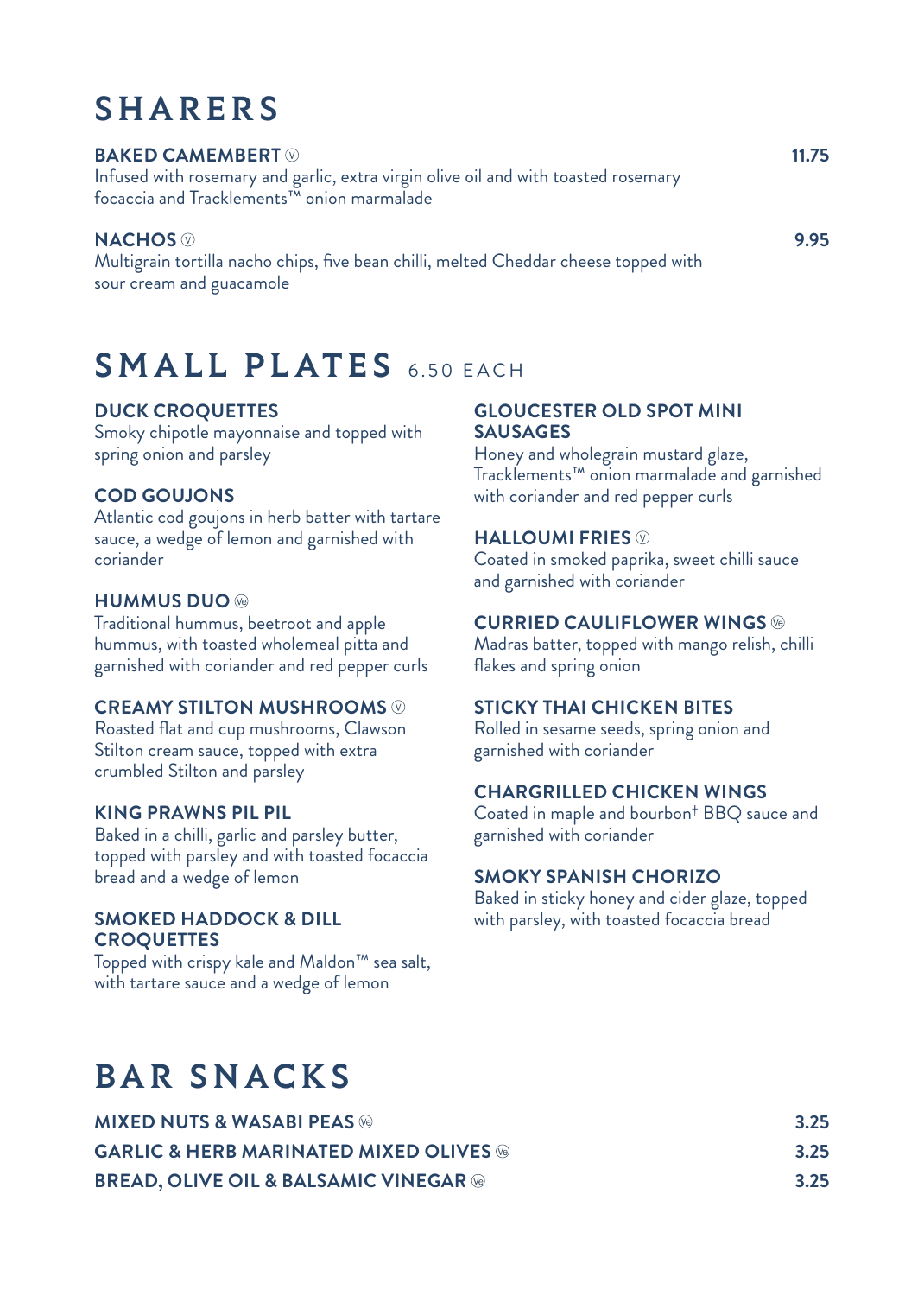# SHARERS

**BAKED CAMEMBERT** Ⓥ — **11.75**
Infused with rosemary and garlic, extra virgin olive oil and with toasted rosemary focaccia and Tracklements™ onion marmalade

**NACHOS** Ⓥ — **9.95**
Multigrain tortilla nacho chips, five bean chilli, melted Cheddar cheese topped with sour cream and guacamole

# SMALL PLATES 6.50 EACH

**DUCK CROQUETTES**
Smoky chipotle mayonnaise and topped with spring onion and parsley

**COD GOUJONS**
Atlantic cod goujons in herb batter with tartare sauce, a wedge of lemon and garnished with coriander

**HUMMUS DUO** Ⓥe
Traditional hummus, beetroot and apple hummus, with toasted wholemeal pitta and garnished with coriander and red pepper curls

**CREAMY STILTON MUSHROOMS** Ⓥ
Roasted flat and cup mushrooms, Clawson Stilton cream sauce, topped with extra crumbled Stilton and parsley

**KING PRAWNS PIL PIL**
Baked in a chilli, garlic and parsley butter, topped with parsley and with toasted focaccia bread and a wedge of lemon

**SMOKED HADDOCK & DILL CROQUETTES**
Topped with crispy kale and Maldon™ sea salt, with tartare sauce and a wedge of lemon

**GLOUCESTER OLD SPOT MINI SAUSAGES**
Honey and wholegrain mustard glaze, Tracklements™ onion marmalade and garnished with coriander and red pepper curls

**HALLOUMI FRIES** Ⓥ
Coated in smoked paprika, sweet chilli sauce and garnished with coriander

**CURRIED CAULIFLOWER WINGS** Ⓥe
Madras batter, topped with mango relish, chilli flakes and spring onion

**STICKY THAI CHICKEN BITES**
Rolled in sesame seeds, spring onion and garnished with coriander

**CHARGRILLED CHICKEN WINGS**
Coated in maple and bourbon† BBQ sauce and garnished with coriander

**SMOKY SPANISH CHORIZO**
Baked in sticky honey and cider glaze, topped with parsley, with toasted focaccia bread

# BAR SNACKS

| | |
|---|---|
| **MIXED NUTS & WASABI PEAS** Ⓥe | **3.25** |
| **GARLIC & HERB MARINATED MIXED OLIVES** Ⓥe | **3.25** |
| **BREAD, OLIVE OIL & BALSAMIC VINEGAR** Ⓥe | **3.25** |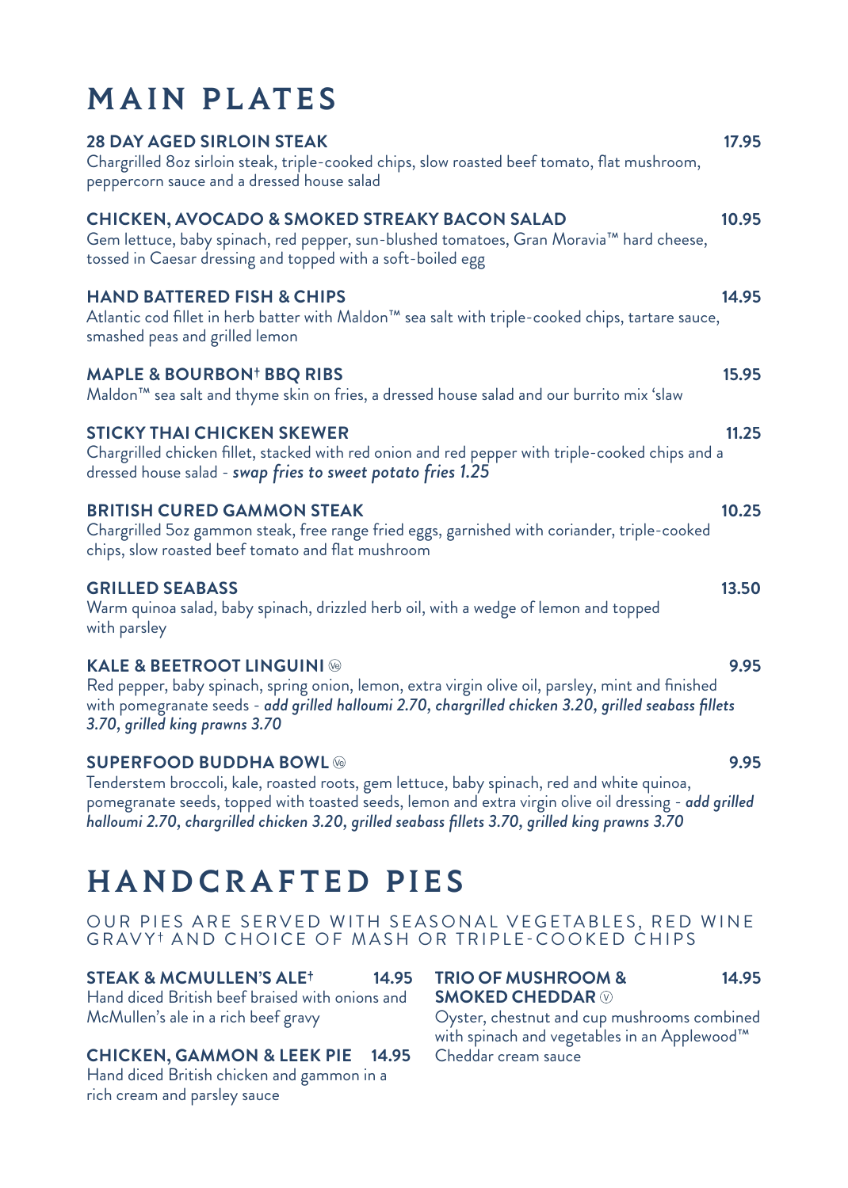# MAIN PLATES

**28 DAY AGED SIRLOIN STEAK** **17.95**
Chargrilled 8oz sirloin steak, triple-cooked chips, slow roasted beef tomato, flat mushroom, peppercorn sauce and a dressed house salad

**CHICKEN, AVOCADO & SMOKED STREAKY BACON SALAD** **10.95**
Gem lettuce, baby spinach, red pepper, sun-blushed tomatoes, Gran Moravia™ hard cheese, tossed in Caesar dressing and topped with a soft-boiled egg

**HAND BATTERED FISH & CHIPS** **14.95**
Atlantic cod fillet in herb batter with Maldon™ sea salt with triple-cooked chips, tartare sauce, smashed peas and grilled lemon

**MAPLE & BOURBON† BBQ RIBS** **15.95**
Maldon™ sea salt and thyme skin on fries, a dressed house salad and our burrito mix 'slaw

**STICKY THAI CHICKEN SKEWER** **11.25**
Chargrilled chicken fillet, stacked with red onion and red pepper with triple-cooked chips and a dressed house salad - ***swap fries to sweet potato fries 1.25***

**BRITISH CURED GAMMON STEAK** **10.25**
Chargrilled 5oz gammon steak, free range fried eggs, garnished with coriander, triple-cooked chips, slow roasted beef tomato and flat mushroom

**GRILLED SEABASS** **13.50**
Warm quinoa salad, baby spinach, drizzled herb oil, with a wedge of lemon and topped with parsley

**KALE & BEETROOT LINGUINI** (Ve) **9.95**
Red pepper, baby spinach, spring onion, lemon, extra virgin olive oil, parsley, mint and finished with pomegranate seeds - ***add grilled halloumi 2.70, chargrilled chicken 3.20, grilled seabass fillets 3.70, grilled king prawns 3.70***

**SUPERFOOD BUDDHA BOWL** (Ve) **9.95**
Tenderstem broccoli, kale, roasted roots, gem lettuce, baby spinach, red and white quinoa, pomegranate seeds, topped with toasted seeds, lemon and extra virgin olive oil dressing - ***add grilled halloumi 2.70, chargrilled chicken 3.20, grilled seabass fillets 3.70, grilled king prawns 3.70***

# HANDCRAFTED PIES

OUR PIES ARE SERVED WITH SEASONAL VEGETABLES, RED WINE GRAVY† AND CHOICE OF MASH OR TRIPLE-COOKED CHIPS

**STEAK & MCMULLEN'S ALE†** **14.95**
Hand diced British beef braised with onions and McMullen's ale in a rich beef gravy

**CHICKEN, GAMMON & LEEK PIE** **14.95**
Hand diced British chicken and gammon in a rich cream and parsley sauce

**TRIO OF MUSHROOM & SMOKED CHEDDAR** (V) **14.95**
Oyster, chestnut and cup mushrooms combined with spinach and vegetables in an Applewood™ Cheddar cream sauce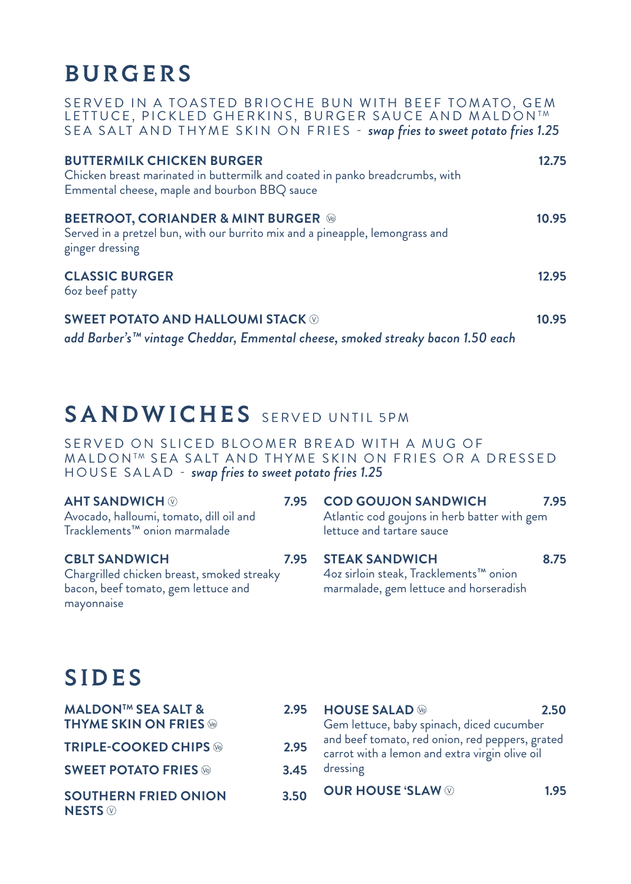# BURGERS

SERVED IN A TOASTED BRIOCHE BUN WITH BEEF TOMATO, GEM LETTUCE, PICKLED GHERKINS, BURGER SAUCE AND MALDON™ SEA SALT AND THYME SKIN ON FRIES - *swap fries to sweet potato fries 1.25*

**BUTTERMILK CHICKEN BURGER** — 12.75
Chicken breast marinated in buttermilk and coated in panko breadcrumbs, with Emmental cheese, maple and bourbon BBQ sauce

**BEETROOT, CORIANDER & MINT BURGER** (Ve) — 10.95
Served in a pretzel bun, with our burrito mix and a pineapple, lemongrass and ginger dressing

**CLASSIC BURGER** — 12.95
6oz beef patty

**SWEET POTATO AND HALLOUMI STACK** (V) — 10.95

*add Barber's™ vintage Cheddar, Emmental cheese, smoked streaky bacon 1.50 each*

# SANDWICHES SERVED UNTIL 5PM

SERVED ON SLICED BLOOMER BREAD WITH A MUG OF MALDON™ SEA SALT AND THYME SKIN ON FRIES OR A DRESSED HOUSE SALAD - *swap fries to sweet potato fries 1.25*

**AHT SANDWICH** (V) — 7.95
Avocado, halloumi, tomato, dill oil and Tracklements™ onion marmalade

**CBLT SANDWICH** — 7.95
Chargrilled chicken breast, smoked streaky bacon, beef tomato, gem lettuce and mayonnaise

**COD GOUJON SANDWICH** — 7.95
Atlantic cod goujons in herb batter with gem lettuce and tartare sauce

**STEAK SANDWICH** — 8.75
4oz sirloin steak, Tracklements™ onion marmalade, gem lettuce and horseradish

# SIDES

**MALDON™ SEA SALT & THYME SKIN ON FRIES** (Ve) — 2.95

**TRIPLE-COOKED CHIPS** (Ve) — 2.95

**SWEET POTATO FRIES** (Ve) — 3.45

**SOUTHERN FRIED ONION NESTS** (V) — 3.50

**HOUSE SALAD** (Ve) — 2.50
Gem lettuce, baby spinach, diced cucumber and beef tomato, red onion, red peppers, grated carrot with a lemon and extra virgin olive oil dressing

**OUR HOUSE 'SLAW** (V) — 1.95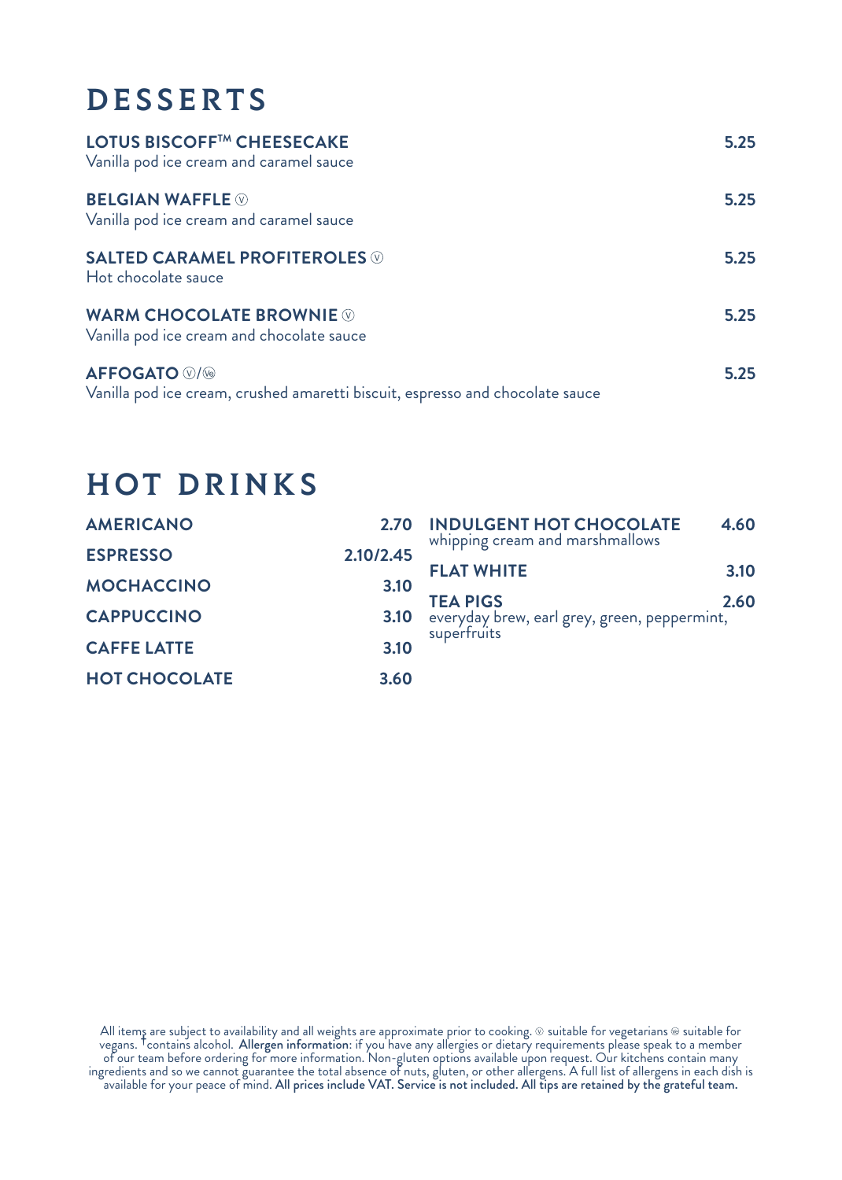# DESSERTS

**LOTUS BISCOFF™ CHEESECAKE** 5.25
Vanilla pod ice cream and caramel sauce

**BELGIAN WAFFLE** Ⓥ 5.25
Vanilla pod ice cream and caramel sauce

**SALTED CARAMEL PROFITEROLES** Ⓥ 5.25
Hot chocolate sauce

**WARM CHOCOLATE BROWNIE** Ⓥ 5.25
Vanilla pod ice cream and chocolate sauce

**AFFOGATO** Ⓥ/Ⓥe 5.25
Vanilla pod ice cream, crushed amaretti biscuit, espresso and chocolate sauce

# HOT DRINKS

**AMERICANO** 2.70

**ESPRESSO** 2.10/2.45

**MOCHACCINO** 3.10

**CAPPUCCINO** 3.10

**CAFFE LATTE** 3.10

**HOT CHOCOLATE** 3.60

**INDULGENT HOT CHOCOLATE** 4.60
whipping cream and marshmallows

**FLAT WHITE** 3.10

**TEA PIGS** 2.60
everyday brew, earl grey, green, peppermint, superfruits

All items are subject to availability and all weights are approximate prior to cooking. Ⓥ suitable for vegetarians Ⓥe suitable for vegans. †contains alcohol. **Allergen information**: if you have any allergies or dietary requirements please speak to a member of our team before ordering for more information. Non-gluten options available upon request. Our kitchens contain many ingredients and so we cannot guarantee the total absence of nuts, gluten, or other allergens. A full list of allergens in each dish is available for your peace of mind. **All prices include VAT. Service is not included. All tips are retained by the grateful team.**